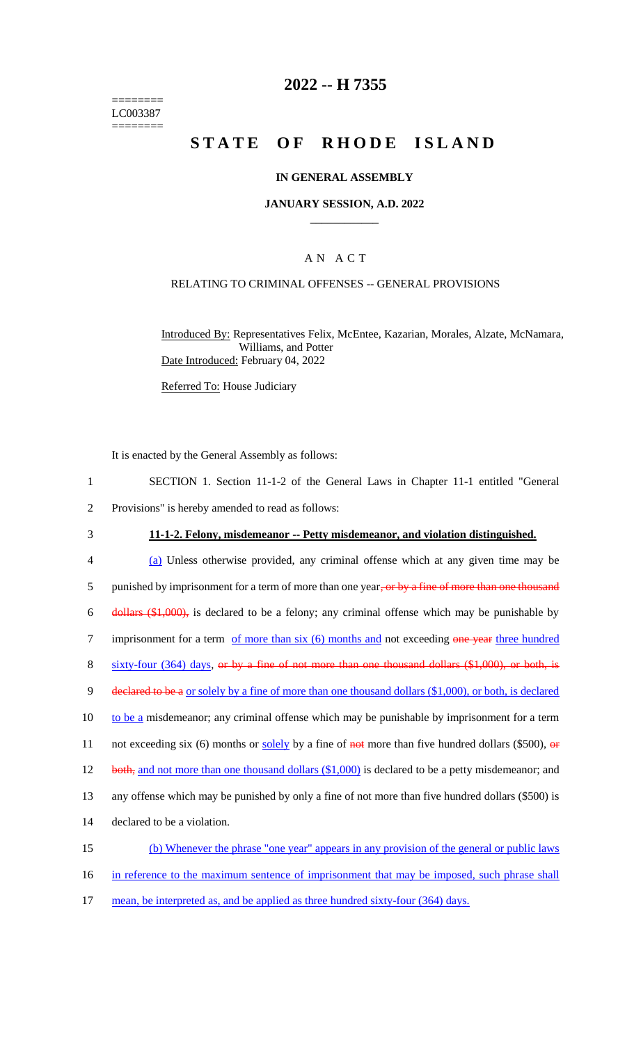======== LC003387 ========

# 2022 -- H 7355

# STATE OF RHODE ISLAND

## IN GENERAL ASSEMBLY

### JANUARY SESSION, A.D. 2022

---

A N A C T

RELATING TO CRIMINAL OFFENSES -- GENERAL PROVISIONS

Introduced By: Representatives Felix, McEntee, Kazarian, Morales, Alzate, McNamara, Williams, and Potter

Date Introduced: February 04, 2022

Referred To: House Judiciary

It is enacted by the General Assembly as follows:

1 SECTION 1. Section 11-1-2 of the General Laws in Chapter 11-1 entitled "General
2 Provisions" is hereby amended to read as follows:

3 **11-1-2. Felony, misdemeanor -- Petty misdemeanor, and violation distinguished.**

4 (a) Unless otherwise provided, any criminal offense which at any given time may be
5 punished by imprisonment for a term of more than one year~~, or by a fine of more than one thousand~~
6 ~~dollars ($1,000),~~ is declared to be a felony; any criminal offense which may be punishable by
7 imprisonment for a term of more than six (6) months and not exceeding ~~one year~~ three hundred
8 sixty-four (364) days, ~~or by a fine of not more than one thousand dollars ($1,000), or both, is~~
9 ~~declared to be a~~ or solely by a fine of more than one thousand dollars ($1,000), or both, is declared
10 to be a misdemeanor; any criminal offense which may be punishable by imprisonment for a term
11 not exceeding six (6) months or solely by a fine of ~~not~~ more than five hundred dollars ($500), ~~or~~
12 ~~both,~~ and not more than one thousand dollars ($1,000) is declared to be a petty misdemeanor; and
13 any offense which may be punished by only a fine of not more than five hundred dollars ($500) is
14 declared to be a violation.

15 (b) Whenever the phrase "one year" appears in any provision of the general or public laws
16 in reference to the maximum sentence of imprisonment that may be imposed, such phrase shall
17 mean, be interpreted as, and be applied as three hundred sixty-four (364) days.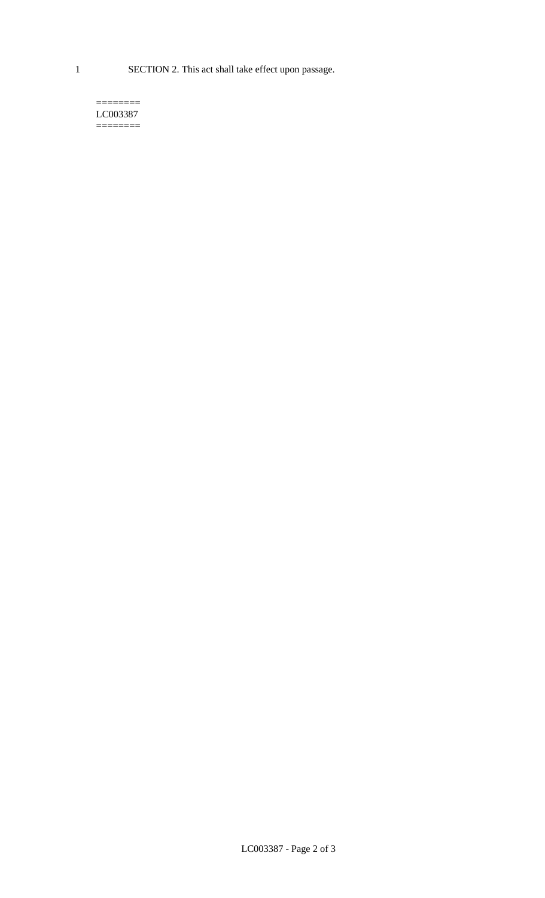1 SECTION 2. This act shall take effect upon passage.

========
LC003387
========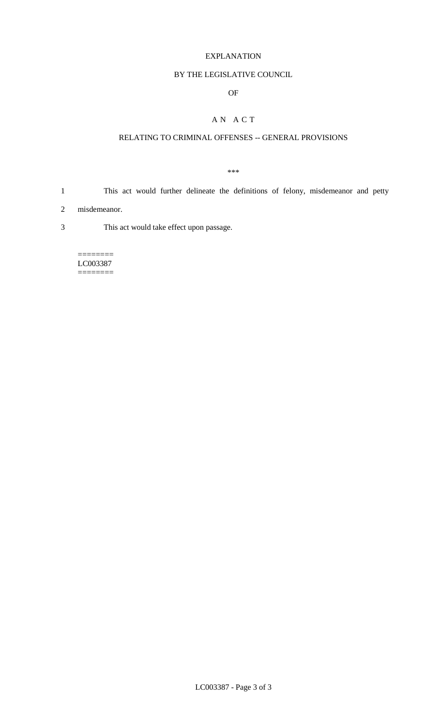EXPLANATION

BY THE LEGISLATIVE COUNCIL

OF

A N A C T

RELATING TO CRIMINAL OFFENSES -- GENERAL PROVISIONS

***

1 This act would further delineate the definitions of felony, misdemeanor and petty

2 misdemeanor.

3 This act would take effect upon passage.

========
LC003387
========